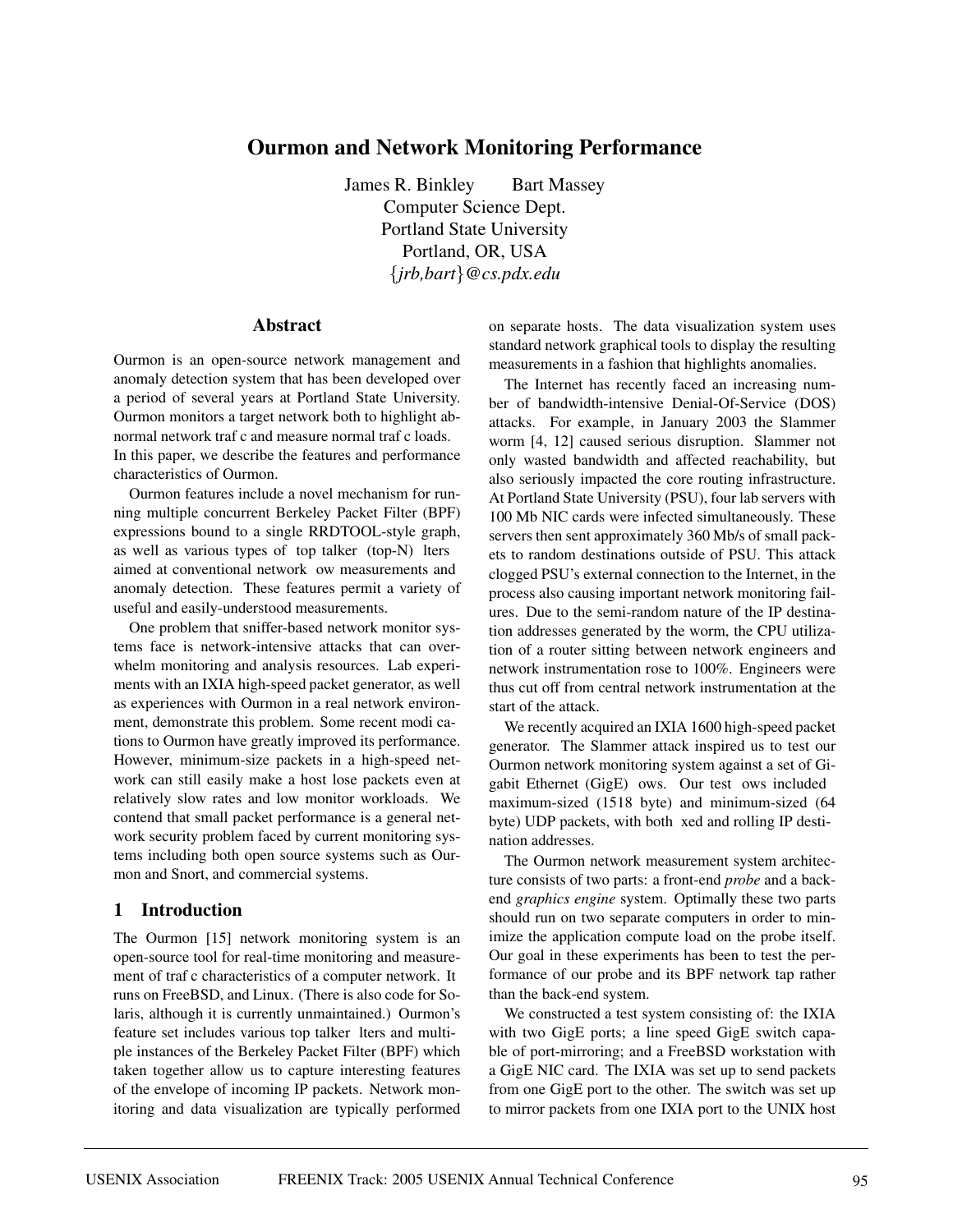# Ourmon and Network Monitoring Performance

James R. Binkley Bart Massey
Computer Science Dept.
Portland State University
Portland, OR, USA
{*jrb,bart*}*@cs.pdx.edu*

## Abstract

Ourmon is an open-source network management and anomaly detection system that has been developed over a period of several years at Portland State University. Ourmon monitors a target network both to highlight abnormal network traffic and measure normal traffic loads. In this paper, we describe the features and performance characteristics of Ourmon.

Ourmon features include a novel mechanism for running multiple concurrent Berkeley Packet Filter (BPF) expressions bound to a single RRDTOOL-style graph, as well as various types of "top talker" (top-N) filters aimed at conventional network flow measurements and anomaly detection. These features permit a variety of useful and easily-understood measurements.

One problem that sniffer-based network monitor systems face is network-intensive attacks that can overwhelm monitoring and analysis resources. Lab experiments with an IXIA high-speed packet generator, as well as experiences with Ourmon in a real network environment, demonstrate this problem. Some recent modifications to Ourmon have greatly improved its performance. However, minimum-size packets in a high-speed network can still easily make a host lose packets even at relatively slow rates and low monitor workloads. We contend that small packet performance is a general network security problem faced by current monitoring systems including both open source systems such as Ourmon and Snort, and commercial systems.

## 1 Introduction

The Ourmon [15] network monitoring system is an open-source tool for real-time monitoring and measurement of traffic characteristics of a computer network. It runs on FreeBSD, and Linux. (There is also code for Solaris, although it is currently unmaintained.) Ourmon's feature set includes various top talker filters and multiple instances of the Berkeley Packet Filter (BPF) which taken together allow us to capture interesting features of the envelope of incoming IP packets. Network monitoring and data visualization are typically performed on separate hosts. The data visualization system uses standard network graphical tools to display the resulting measurements in a fashion that highlights anomalies.

The Internet has recently faced an increasing number of bandwidth-intensive Denial-Of-Service (DOS) attacks. For example, in January 2003 the Slammer worm [4, 12] caused serious disruption. Slammer not only wasted bandwidth and affected reachability, but also seriously impacted the core routing infrastructure. At Portland State University (PSU), four lab servers with 100 Mb NIC cards were infected simultaneously. These servers then sent approximately 360 Mb/s of small packets to random destinations outside of PSU. This attack clogged PSU's external connection to the Internet, in the process also causing important network monitoring failures. Due to the semi-random nature of the IP destination addresses generated by the worm, the CPU utilization of a router sitting between network engineers and network instrumentation rose to 100%. Engineers were thus cut off from central network instrumentation at the start of the attack.

We recently acquired an IXIA 1600 high-speed packet generator. The Slammer attack inspired us to test our Ourmon network monitoring system against a set of Gigabit Ethernet (GigE) flows. Our test flows included maximum-sized (1518 byte) and minimum-sized (64 byte) UDP packets, with both fixed and rolling IP destination addresses.

The Ourmon network measurement system architecture consists of two parts: a front-end *probe* and a back-end *graphics engine* system. Optimally these two parts should run on two separate computers in order to minimize the application compute load on the probe itself. Our goal in these experiments has been to test the performance of our probe and its BPF network tap rather than the back-end system.

We constructed a test system consisting of: the IXIA with two GigE ports; a line speed GigE switch capable of port-mirroring; and a FreeBSD workstation with a GigE NIC card. The IXIA was set up to send packets from one GigE port to the other. The switch was set up to mirror packets from one IXIA port to the UNIX host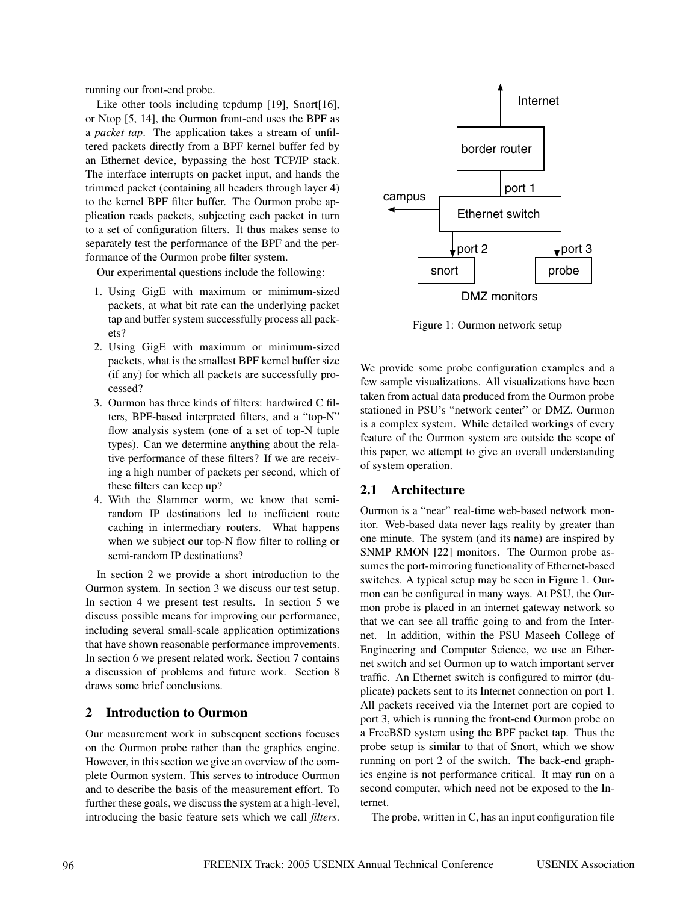running our front-end probe.

Like other tools including tcpdump [19], Snort[16], or Ntop [5, 14], the Ourmon front-end uses the BPF as a *packet tap*. The application takes a stream of unfiltered packets directly from a BPF kernel buffer fed by an Ethernet device, bypassing the host TCP/IP stack. The interface interrupts on packet input, and hands the trimmed packet (containing all headers through layer 4) to the kernel BPF filter buffer. The Ourmon probe application reads packets, subjecting each packet in turn to a set of configuration filters. It thus makes sense to separately test the performance of the BPF and the performance of the Ourmon probe filter system.

Our experimental questions include the following:

1. Using GigE with maximum or minimum-sized packets, at what bit rate can the underlying packet tap and buffer system successfully process all packets?
2. Using GigE with maximum or minimum-sized packets, what is the smallest BPF kernel buffer size (if any) for which all packets are successfully processed?
3. Ourmon has three kinds of filters: hardwired C filters, BPF-based interpreted filters, and a "top-N" flow analysis system (one of a set of top-N tuple types). Can we determine anything about the relative performance of these filters? If we are receiving a high number of packets per second, which of these filters can keep up?
4. With the Slammer worm, we know that semi-random IP destinations led to inefficient route caching in intermediary routers. What happens when we subject our top-N flow filter to rolling or semi-random IP destinations?

In section 2 we provide a short introduction to the Ourmon system. In section 3 we discuss our test setup. In section 4 we present test results. In section 5 we discuss possible means for improving our performance, including several small-scale application optimizations that have shown reasonable performance improvements. In section 6 we present related work. Section 7 contains a discussion of problems and future work. Section 8 draws some brief conclusions.

## 2 Introduction to Ourmon

Our measurement work in subsequent sections focuses on the Ourmon probe rather than the graphics engine. However, in this section we give an overview of the complete Ourmon system. This serves to introduce Ourmon and to describe the basis of the measurement effort. To further these goals, we discuss the system at a high-level, introducing the basic feature sets which we call *filters*.

Internet

border router

port 1

campus

Ethernet switch

port 2

port 3

snort

probe

DMZ monitors

Figure 1: Ourmon network setup

We provide some probe configuration examples and a few sample visualizations. All visualizations have been taken from actual data produced from the Ourmon probe stationed in PSU's "network center" or DMZ. Ourmon is a complex system. While detailed workings of every feature of the Ourmon system are outside the scope of this paper, we attempt to give an overall understanding of system operation.

### 2.1 Architecture

Ourmon is a "near" real-time web-based network monitor. Web-based data never lags reality by greater than one minute. The system (and its name) are inspired by SNMP RMON [22] monitors. The Ourmon probe assumes the port-mirroring functionality of Ethernet-based switches. A typical setup may be seen in Figure 1. Ourmon can be configured in many ways. At PSU, the Ourmon probe is placed in an internet gateway network so that we can see all traffic going to and from the Internet. In addition, within the PSU Maseeh College of Engineering and Computer Science, we use an Ethernet switch and set Ourmon up to watch important server traffic. An Ethernet switch is configured to mirror (duplicate) packets sent to its Internet connection on port 1. All packets received via the Internet port are copied to port 3, which is running the front-end Ourmon probe on a FreeBSD system using the BPF packet tap. Thus the probe setup is similar to that of Snort, which we show running on port 2 of the switch. The back-end graphics engine is not performance critical. It may run on a second computer, which need not be exposed to the Internet.

The probe, written in C, has an input configuration file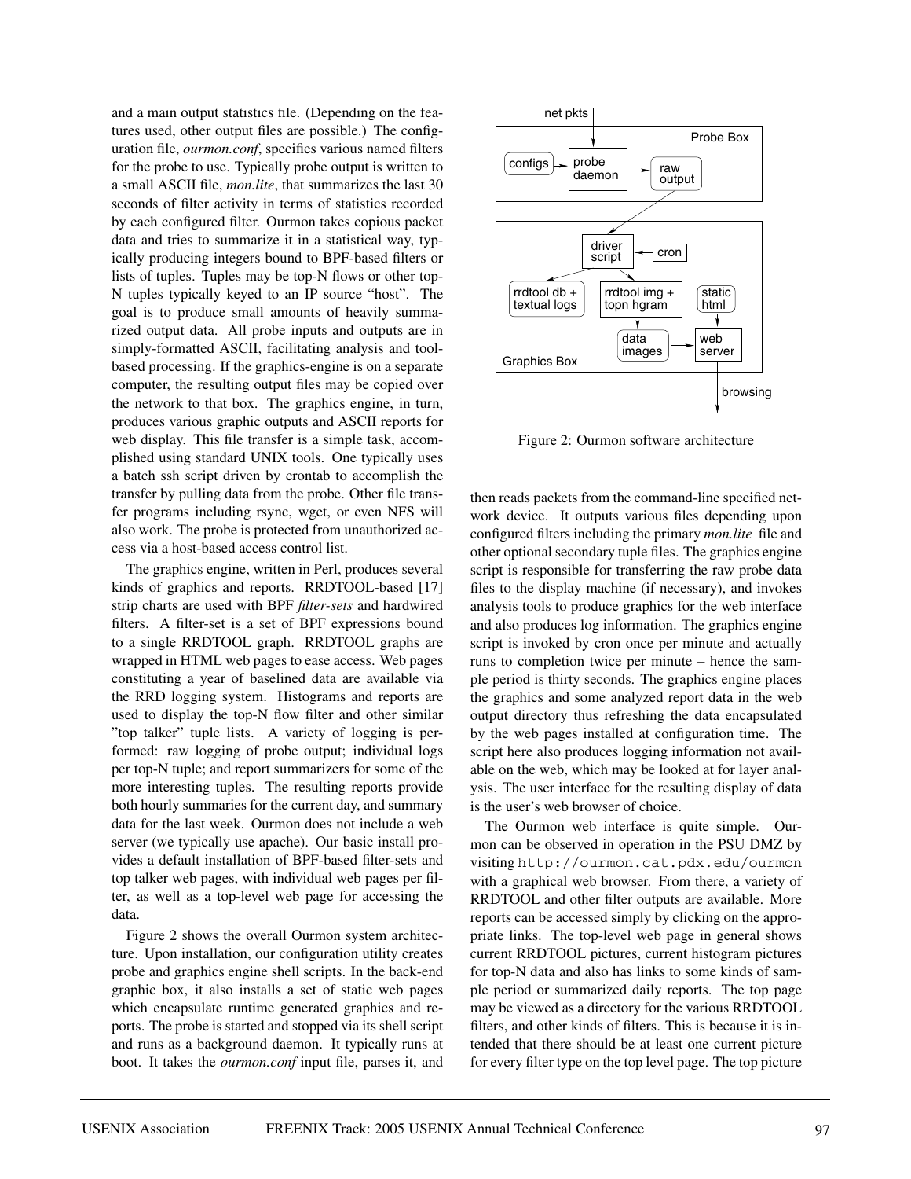and a main output statistics file. (Depending on the features used, other output files are possible.) The configuration file, *ourmon.conf*, specifies various named filters for the probe to use. Typically probe output is written to a small ASCII file, *mon.lite*, that summarizes the last 30 seconds of filter activity in terms of statistics recorded by each configured filter. Ourmon takes copious packet data and tries to summarize it in a statistical way, typically producing integers bound to BPF-based filters or lists of tuples. Tuples may be top-N flows or other top-N tuples typically keyed to an IP source "host". The goal is to produce small amounts of heavily summarized output data. All probe inputs and outputs are in simply-formatted ASCII, facilitating analysis and tool-based processing. If the graphics-engine is on a separate computer, the resulting output files may be copied over the network to that box. The graphics engine, in turn, produces various graphic outputs and ASCII reports for web display. This file transfer is a simple task, accomplished using standard UNIX tools. One typically uses a batch ssh script driven by crontab to accomplish the transfer by pulling data from the probe. Other file transfer programs including rsync, wget, or even NFS will also work. The probe is protected from unauthorized access via a host-based access control list.

The graphics engine, written in Perl, produces several kinds of graphics and reports. RRDTOOL-based [17] strip charts are used with BPF *filter-sets* and hardwired filters. A filter-set is a set of BPF expressions bound to a single RRDTOOL graph. RRDTOOL graphs are wrapped in HTML web pages to ease access. Web pages constituting a year of baselined data are available via the RRD logging system. Histograms and reports are used to display the top-N flow filter and other similar "top talker" tuple lists. A variety of logging is performed: raw logging of probe output; individual logs per top-N tuple; and report summarizers for some of the more interesting tuples. The resulting reports provide both hourly summaries for the current day, and summary data for the last week. Ourmon does not include a web server (we typically use apache). Our basic install provides a default installation of BPF-based filter-sets and top talker web pages, with individual web pages per filter, as well as a top-level web page for accessing the data.

Figure 2 shows the overall Ourmon system architecture. Upon installation, our configuration utility creates probe and graphics engine shell scripts. In the back-end graphic box, it also installs a set of static web pages which encapsulate runtime generated graphics and reports. The probe is started and stopped via its shell script and runs as a background daemon. It typically runs at boot. It takes the *ourmon.conf* input file, parses it, and then reads packets from the command-line specified network device. It outputs various files depending upon configured filters including the primary *mon.lite* file and other optional secondary tuple files. The graphics engine script is responsible for transferring the raw probe data files to the display machine (if necessary), and invokes analysis tools to produce graphics for the web interface and also produces log information. The graphics engine script is invoked by cron once per minute and actually runs to completion twice per minute – hence the sample period is thirty seconds. The graphics engine places the graphics and some analyzed report data in the web output directory thus refreshing the data encapsulated by the web pages installed at configuration time. The script here also produces logging information not available on the web, which may be looked at for layer analysis. The user interface for the resulting display of data is the user's web browser of choice.

Figure 2: Ourmon software architecture

The Ourmon web interface is quite simple. Ourmon can be observed in operation in the PSU DMZ by visiting `http://ourmon.cat.pdx.edu/ourmon` with a graphical web browser. From there, a variety of RRDTOOL and other filter outputs are available. More reports can be accessed simply by clicking on the appropriate links. The top-level web page in general shows current RRDTOOL pictures, current histogram pictures for top-N data and also has links to some kinds of sample period or summarized daily reports. The top page may be viewed as a directory for the various RRDTOOL filters, and other kinds of filters. This is because it is intended that there should be at least one current picture for every filter type on the top level page. The top picture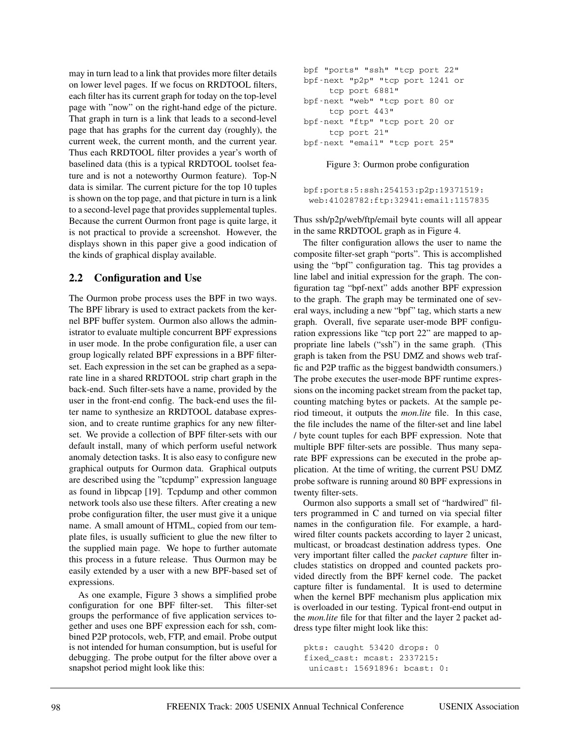may in turn lead to a link that provides more filter details on lower level pages. If we focus on RRDTOOL filters, each filter has its current graph for today on the top-level page with "now" on the right-hand edge of the picture. That graph in turn is a link that leads to a second-level page that has graphs for the current day (roughly), the current week, the current month, and the current year. Thus each RRDTOOL filter provides a year's worth of baselined data (this is a typical RRDTOOL toolset feature and is not a noteworthy Ourmon feature). Top-N data is similar. The current picture for the top 10 tuples is shown on the top page, and that picture in turn is a link to a second-level page that provides supplemental tuples. Because the current Ourmon front page is quite large, it is not practical to provide a screenshot. However, the displays shown in this paper give a good indication of the kinds of graphical display available.

## 2.2 Configuration and Use

The Ourmon probe process uses the BPF in two ways. The BPF library is used to extract packets from the kernel BPF buffer system. Ourmon also allows the administrator to evaluate multiple concurrent BPF expressions in user mode. In the probe configuration file, a user can group logically related BPF expressions in a BPF filter-set. Each expression in the set can be graphed as a separate line in a shared RRDTOOL strip chart graph in the back-end. Such filter-sets have a name, provided by the user in the front-end config. The back-end uses the filter name to synthesize an RRDTOOL database expression, and to create runtime graphics for any new filter-set. We provide a collection of BPF filter-sets with our default install, many of which perform useful network anomaly detection tasks. It is also easy to configure new graphical outputs for Ourmon data. Graphical outputs are described using the "tcpdump" expression language as found in libpcap [19]. Tcpdump and other common network tools also use these filters. After creating a new probe configuration filter, the user must give it a unique name. A small amount of HTML, copied from our template files, is usually sufficient to glue the new filter to the supplied main page. We hope to further automate this process in a future release. Thus Ourmon may be easily extended by a user with a new BPF-based set of expressions.

As one example, Figure 3 shows a simplified probe configuration for one BPF filter-set. This filter-set groups the performance of five application services together and uses one BPF expression each for ssh, combined P2P protocols, web, FTP, and email. Probe output is not intended for human consumption, but is useful for debugging. The probe output for the filter above over a snapshot period might look like this:

```
bpf "ports" "ssh" "tcp port 22"
bpf-next "p2p" "tcp port 1241 or
     tcp port 6881"
bpf-next "web" "tcp port 80 or
     tcp port 443"
bpf-next "ftp" "tcp port 20 or
     tcp port 21"
bpf-next "email" "tcp port 25"
```

Figure 3: Ourmon probe configuration

```
bpf:ports:5:ssh:254153:p2p:19371519:
 web:41028782:ftp:32941:email:1157835
```

Thus ssh/p2p/web/ftp/email byte counts will all appear in the same RRDTOOL graph as in Figure 4.

The filter configuration allows the user to name the composite filter-set graph "ports". This is accomplished using the "bpf" configuration tag. This tag provides a line label and initial expression for the graph. The configuration tag "bpf-next" adds another BPF expression to the graph. The graph may be terminated one of several ways, including a new "bpf" tag, which starts a new graph. Overall, five separate user-mode BPF configuration expressions like "tcp port 22" are mapped to appropriate line labels ("ssh") in the same graph. (This graph is taken from the PSU DMZ and shows web traffic and P2P traffic as the biggest bandwidth consumers.) The probe executes the user-mode BPF runtime expressions on the incoming packet stream from the packet tap, counting matching bytes or packets. At the sample period timeout, it outputs the *mon.lite* file. In this case, the file includes the name of the filter-set and line label / byte count tuples for each BPF expression. Note that multiple BPF filter-sets are possible. Thus many separate BPF expressions can be executed in the probe application. At the time of writing, the current PSU DMZ probe software is running around 80 BPF expressions in twenty filter-sets.

Ourmon also supports a small set of "hardwired" filters programmed in C and turned on via special filter names in the configuration file. For example, a hardwired filter counts packets according to layer 2 unicast, multicast, or broadcast destination address types. One very important filter called the *packet capture* filter includes statistics on dropped and counted packets provided directly from the BPF kernel code. The packet capture filter is fundamental. It is used to determine when the kernel BPF mechanism plus application mix is overloaded in our testing. Typical front-end output in the *mon.lite* file for that filter and the layer 2 packet address type filter might look like this:

```
pkts: caught 53420 drops: 0
fixed_cast: mcast: 2337215:
 unicast: 15691896: bcast: 0:
```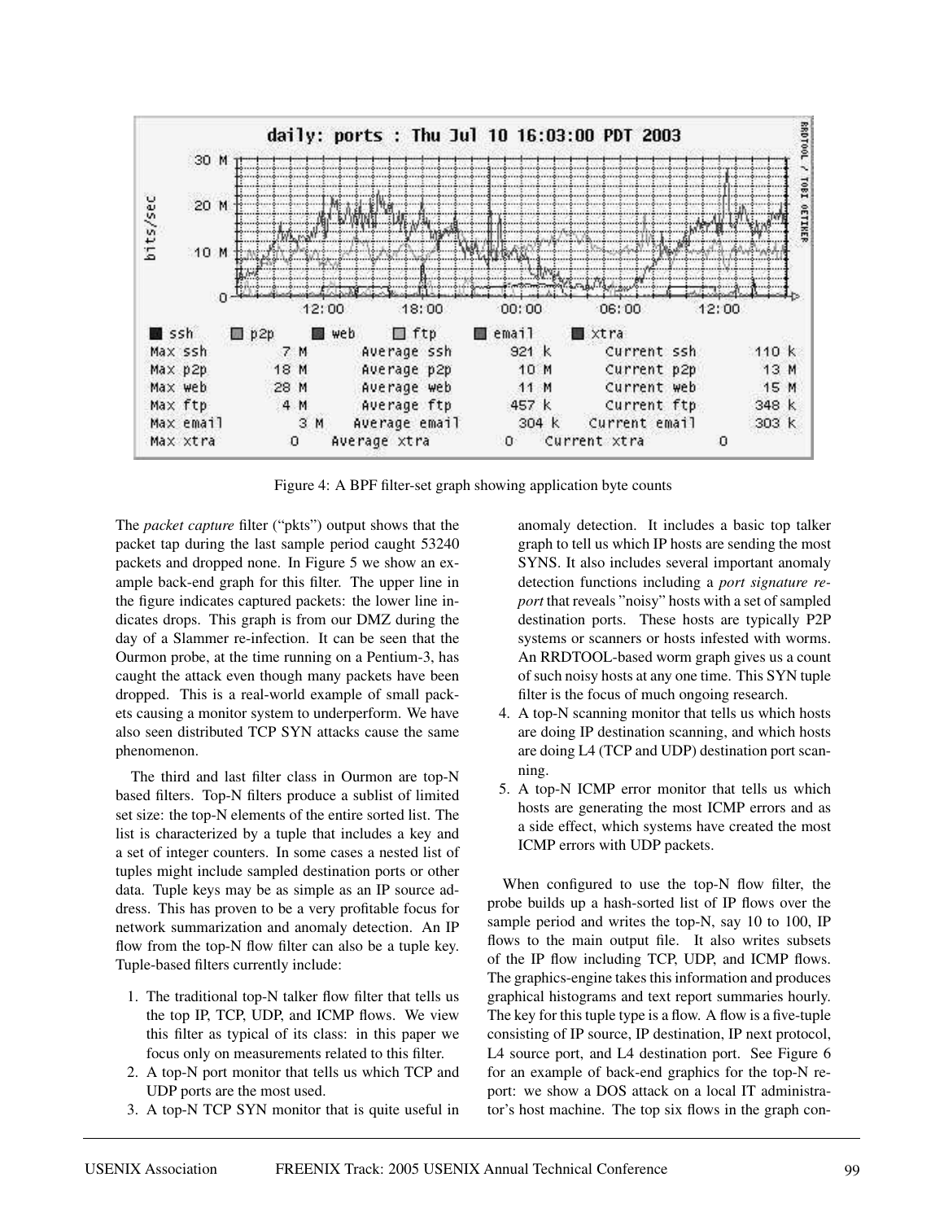Figure 4: A BPF filter-set graph showing application byte counts

The *packet capture* filter ("pkts") output shows that the packet tap during the last sample period caught 53240 packets and dropped none. In Figure 5 we show an example back-end graph for this filter. The upper line in the figure indicates captured packets: the lower line indicates drops. This graph is from our DMZ during the day of a Slammer re-infection. It can be seen that the Ourmon probe, at the time running on a Pentium-3, has caught the attack even though many packets have been dropped. This is a real-world example of small packets causing a monitor system to underperform. We have also seen distributed TCP SYN attacks cause the same phenomenon.

The third and last filter class in Ourmon are top-N based filters. Top-N filters produce a sublist of limited set size: the top-N elements of the entire sorted list. The list is characterized by a tuple that includes a key and a set of integer counters. In some cases a nested list of tuples might include sampled destination ports or other data. Tuple keys may be as simple as an IP source address. This has proven to be a very profitable focus for network summarization and anomaly detection. An IP flow from the top-N flow filter can also be a tuple key. Tuple-based filters currently include:

1. The traditional top-N talker flow filter that tells us the top IP, TCP, UDP, and ICMP flows. We view this filter as typical of its class: in this paper we focus only on measurements related to this filter.
2. A top-N port monitor that tells us which TCP and UDP ports are the most used.
3. A top-N TCP SYN monitor that is quite useful in anomaly detection. It includes a basic top talker graph to tell us which IP hosts are sending the most SYNS. It also includes several important anomaly detection functions including a *port signature report* that reveals "noisy" hosts with a set of sampled destination ports. These hosts are typically P2P systems or scanners or hosts infested with worms. An RRDTOOL-based worm graph gives us a count of such noisy hosts at any one time. This SYN tuple filter is the focus of much ongoing research.
4. A top-N scanning monitor that tells us which hosts are doing IP destination scanning, and which hosts are doing L4 (TCP and UDP) destination port scanning.
5. A top-N ICMP error monitor that tells us which hosts are generating the most ICMP errors and as a side effect, which systems have created the most ICMP errors with UDP packets.

When configured to use the top-N flow filter, the probe builds up a hash-sorted list of IP flows over the sample period and writes the top-N, say 10 to 100, IP flows to the main output file. It also writes subsets of the IP flow including TCP, UDP, and ICMP flows. The graphics-engine takes this information and produces graphical histograms and text report summaries hourly. The key for this tuple type is a flow. A flow is a five-tuple consisting of IP source, IP destination, IP next protocol, L4 source port, and L4 destination port. See Figure 6 for an example of back-end graphics for the top-N report: we show a DOS attack on a local IT administrator's host machine. The top six flows in the graph con-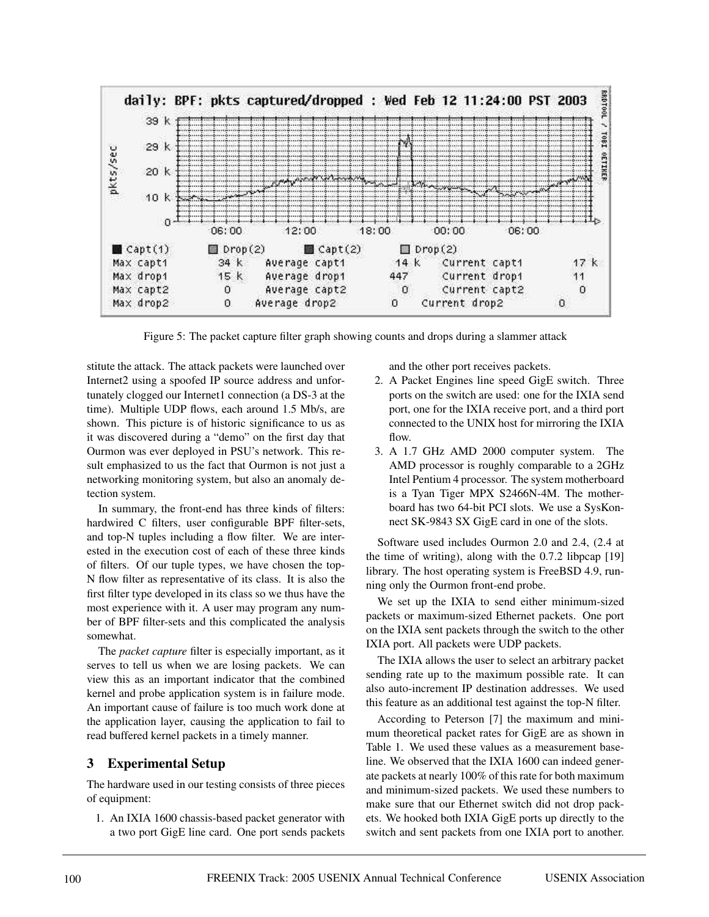Figure 5: The packet capture filter graph showing counts and drops during a slammer attack

stitute the attack. The attack packets were launched over Internet2 using a spoofed IP source address and unfortunately clogged our Internet1 connection (a DS-3 at the time). Multiple UDP flows, each around 1.5 Mb/s, are shown. This picture is of historic significance to us as it was discovered during a "demo" on the first day that Ourmon was ever deployed in PSU's network. This result emphasized to us the fact that Ourmon is not just a networking monitoring system, but also an anomaly detection system.

In summary, the front-end has three kinds of filters: hardwired C filters, user configurable BPF filter-sets, and top-N tuples including a flow filter. We are interested in the execution cost of each of these three kinds of filters. Of our tuple types, we have chosen the top-N flow filter as representative of its class. It is also the first filter type developed in its class so we thus have the most experience with it. A user may program any number of BPF filter-sets and this complicated the analysis somewhat.

The *packet capture* filter is especially important, as it serves to tell us when we are losing packets. We can view this as an important indicator that the combined kernel and probe application system is in failure mode. An important cause of failure is too much work done at the application layer, causing the application to fail to read buffered kernel packets in a timely manner.

## 3 Experimental Setup

The hardware used in our testing consists of three pieces of equipment:

1. An IXIA 1600 chassis-based packet generator with a two port GigE line card. One port sends packets and the other port receives packets.
2. A Packet Engines line speed GigE switch. Three ports on the switch are used: one for the IXIA send port, one for the IXIA receive port, and a third port connected to the UNIX host for mirroring the IXIA flow.
3. A 1.7 GHz AMD 2000 computer system. The AMD processor is roughly comparable to a 2GHz Intel Pentium 4 processor. The system motherboard is a Tyan Tiger MPX S2466N-4M. The motherboard has two 64-bit PCI slots. We use a SysKonnect SK-9843 SX GigE card in one of the slots.

Software used includes Ourmon 2.0 and 2.4, (2.4 at the time of writing), along with the 0.7.2 libpcap [19] library. The host operating system is FreeBSD 4.9, running only the Ourmon front-end probe.

We set up the IXIA to send either minimum-sized packets or maximum-sized Ethernet packets. One port on the IXIA sent packets through the switch to the other IXIA port. All packets were UDP packets.

The IXIA allows the user to select an arbitrary packet sending rate up to the maximum possible rate. It can also auto-increment IP destination addresses. We used this feature as an additional test against the top-N filter.

According to Peterson [7] the maximum and minimum theoretical packet rates for GigE are as shown in Table 1. We used these values as a measurement baseline. We observed that the IXIA 1600 can indeed generate packets at nearly 100% of this rate for both maximum and minimum-sized packets. We used these numbers to make sure that our Ethernet switch did not drop packets. We hooked both IXIA GigE ports up directly to the switch and sent packets from one IXIA port to another.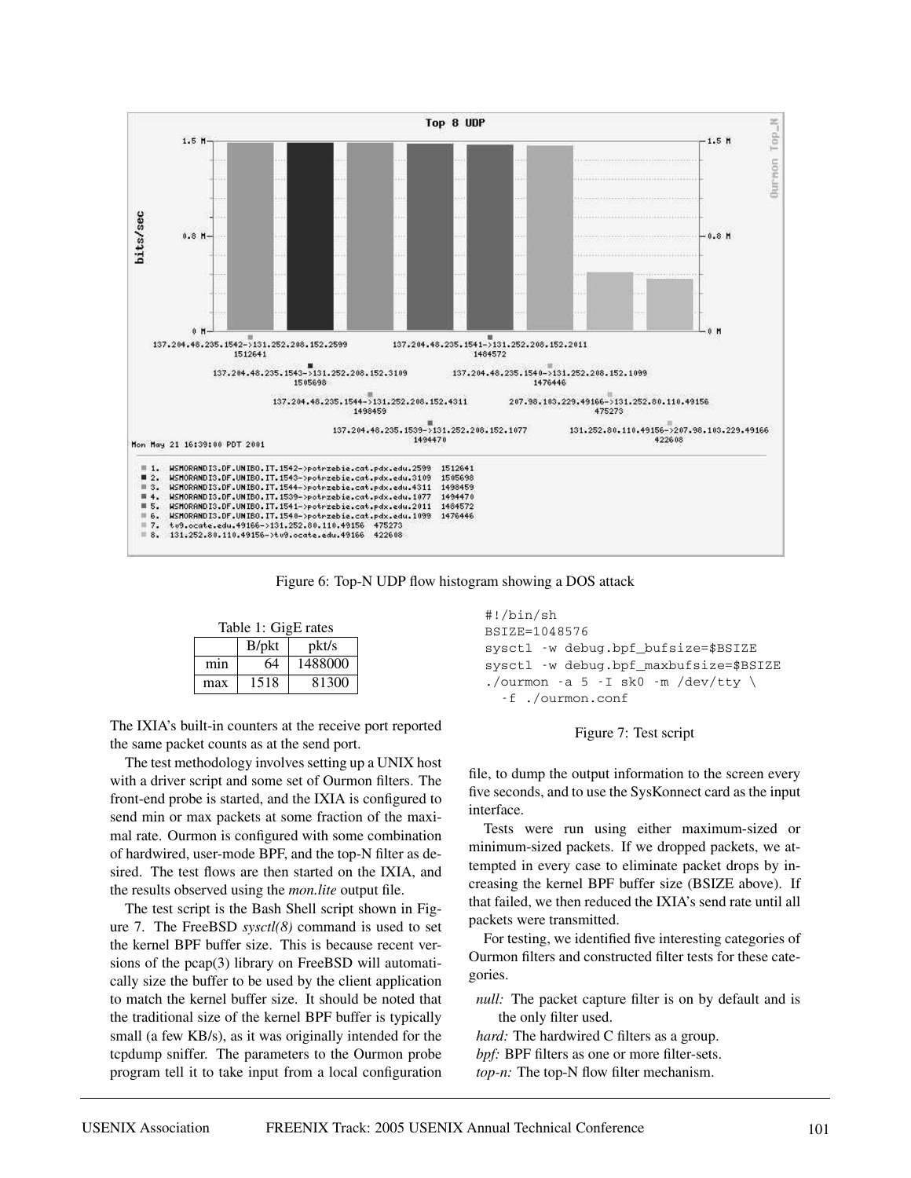Figure 6: Top-N UDP flow histogram showing a DOS attack

Table 1: GigE rates

| | B/pkt | pkt/s |
|---|---|---|
| min | 64 | 1488000 |
| max | 1518 | 81300 |

The IXIA's built-in counters at the receive port reported the same packet counts as at the send port.

The test methodology involves setting up a UNIX host with a driver script and some set of Ourmon filters. The front-end probe is started, and the IXIA is configured to send min or max packets at some fraction of the maximal rate. Ourmon is configured with some combination of hardwired, user-mode BPF, and the top-N filter as desired. The test flows are then started on the IXIA, and the results observed using the *mon.lite* output file.

The test script is the Bash Shell script shown in Figure 7. The FreeBSD *sysctl(8)* command is used to set the kernel BPF buffer size. This is because recent versions of the pcap(3) library on FreeBSD will automatically size the buffer to be used by the client application to match the kernel buffer size. It should be noted that the traditional size of the kernel BPF buffer is typically small (a few KB/s), as it was originally intended for the tcpdump sniffer. The parameters to the Ourmon probe program tell it to take input from a local configuration file, to dump the output information to the screen every five seconds, and to use the SysKonnect card as the input interface.

```
#!/bin/sh
BSIZE=1048576
sysctl -w debug.bpf_bufsize=$BSIZE
sysctl -w debug.bpf_maxbufsize=$BSIZE
./ourmon -a 5 -I sk0 -m /dev/tty \
  -f ./ourmon.conf
```

Figure 7: Test script

Tests were run using either maximum-sized or minimum-sized packets. If we dropped packets, we attempted in every case to eliminate packet drops by increasing the kernel BPF buffer size (BSIZE above). If that failed, we then reduced the IXIA's send rate until all packets were transmitted.

For testing, we identified five interesting categories of Ourmon filters and constructed filter tests for these categories.

*null:* The packet capture filter is on by default and is the only filter used.

*hard:* The hardwired C filters as a group.

*bpf:* BPF filters as one or more filter-sets.

*top-n:* The top-N flow filter mechanism.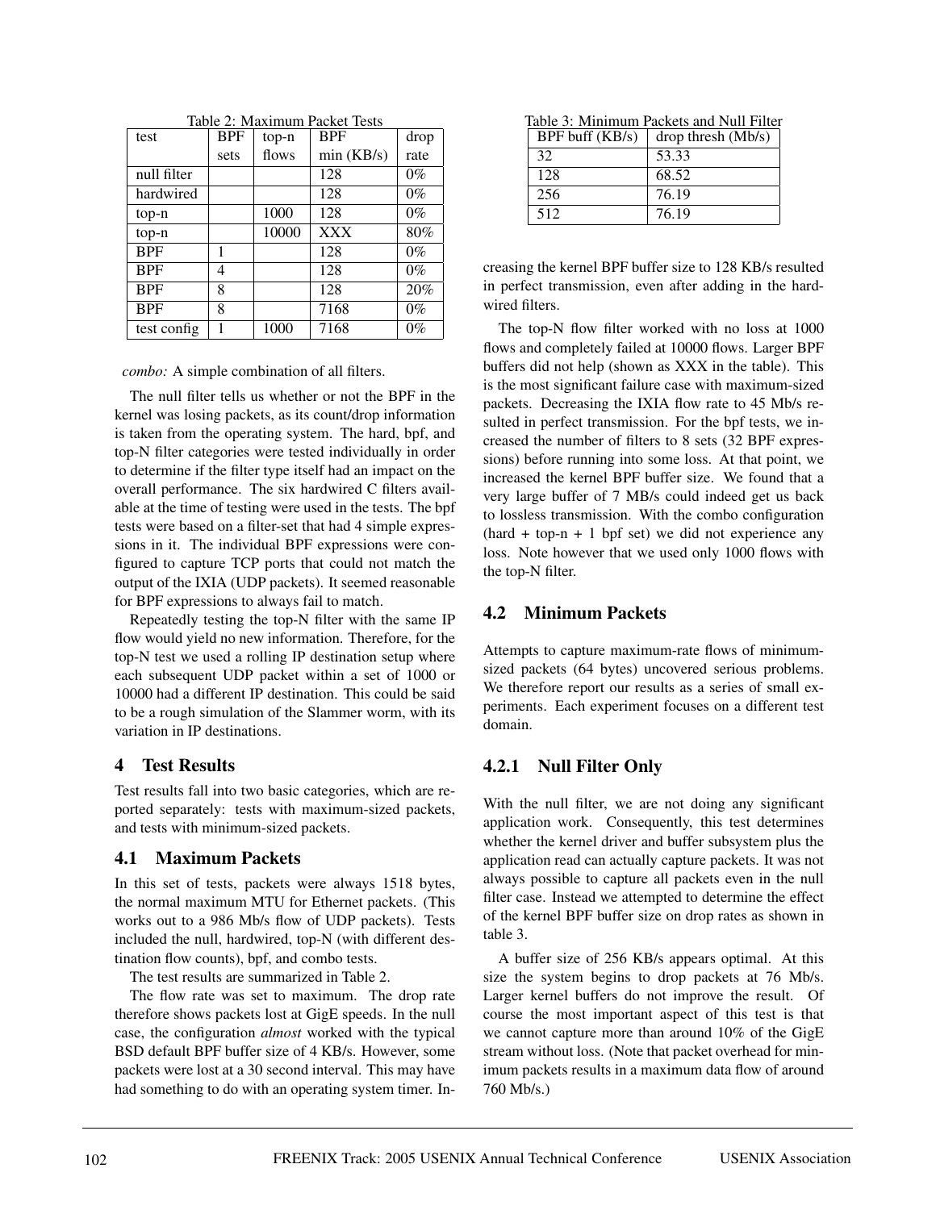Table 2: Maximum Packet Tests

| test | BPF sets | top-n flows | BPF min (KB/s) | drop rate |
|---|---|---|---|---|
| null filter | | | 128 | 0% |
| hardwired | | | 128 | 0% |
| top-n | | 1000 | 128 | 0% |
| top-n | | 10000 | XXX | 80% |
| BPF | 1 | | 128 | 0% |
| BPF | 4 | | 128 | 0% |
| BPF | 8 | | 128 | 20% |
| BPF | 8 | | 7168 | 0% |
| test config | 1 | 1000 | 7168 | 0% |

*combo:* A simple combination of all filters.

The null filter tells us whether or not the BPF in the kernel was losing packets, as its count/drop information is taken from the operating system. The hard, bpf, and top-N filter categories were tested individually in order to determine if the filter type itself had an impact on the overall performance. The six hardwired C filters available at the time of testing were used in the tests. The bpf tests were based on a filter-set that had 4 simple expressions in it. The individual BPF expressions were configured to capture TCP ports that could not match the output of the IXIA (UDP packets). It seemed reasonable for BPF expressions to always fail to match.

Repeatedly testing the top-N filter with the same IP flow would yield no new information. Therefore, for the top-N test we used a rolling IP destination setup where each subsequent UDP packet within a set of 1000 or 10000 had a different IP destination. This could be said to be a rough simulation of the Slammer worm, with its variation in IP destinations.

## 4 Test Results

Test results fall into two basic categories, which are reported separately: tests with maximum-sized packets, and tests with minimum-sized packets.

### 4.1 Maximum Packets

In this set of tests, packets were always 1518 bytes, the normal maximum MTU for Ethernet packets. (This works out to a 986 Mb/s flow of UDP packets). Tests included the null, hardwired, top-N (with different destination flow counts), bpf, and combo tests.

The test results are summarized in Table 2.

The flow rate was set to maximum. The drop rate therefore shows packets lost at GigE speeds. In the null case, the configuration *almost* worked with the typical BSD default BPF buffer size of 4 KB/s. However, some packets were lost at a 30 second interval. This may have had something to do with an operating system timer. Increasing the kernel BPF buffer size to 128 KB/s resulted in perfect transmission, even after adding in the hardwired filters.

The top-N flow filter worked with no loss at 1000 flows and completely failed at 10000 flows. Larger BPF buffers did not help (shown as XXX in the table). This is the most significant failure case with maximum-sized packets. Decreasing the IXIA flow rate to 45 Mb/s resulted in perfect transmission. For the bpf tests, we increased the number of filters to 8 sets (32 BPF expressions) before running into some loss. At that point, we increased the kernel BPF buffer size. We found that a very large buffer of 7 MB/s could indeed get us back to lossless transmission. With the combo configuration (hard + top-n + 1 bpf set) we did not experience any loss. Note however that we used only 1000 flows with the top-N filter.

Table 3: Minimum Packets and Null Filter

| BPF buff (KB/s) | drop thresh (Mb/s) |
|---|---|
| 32 | 53.33 |
| 128 | 68.52 |
| 256 | 76.19 |
| 512 | 76.19 |

### 4.2 Minimum Packets

Attempts to capture maximum-rate flows of minimum-sized packets (64 bytes) uncovered serious problems. We therefore report our results as a series of small experiments. Each experiment focuses on a different test domain.

#### 4.2.1 Null Filter Only

With the null filter, we are not doing any significant application work. Consequently, this test determines whether the kernel driver and buffer subsystem plus the application read can actually capture packets. It was not always possible to capture all packets even in the null filter case. Instead we attempted to determine the effect of the kernel BPF buffer size on drop rates as shown in table 3.

A buffer size of 256 KB/s appears optimal. At this size the system begins to drop packets at 76 Mb/s. Larger kernel buffers do not improve the result. Of course the most important aspect of this test is that we cannot capture more than around 10% of the GigE stream without loss. (Note that packet overhead for minimum packets results in a maximum data flow of around 760 Mb/s.)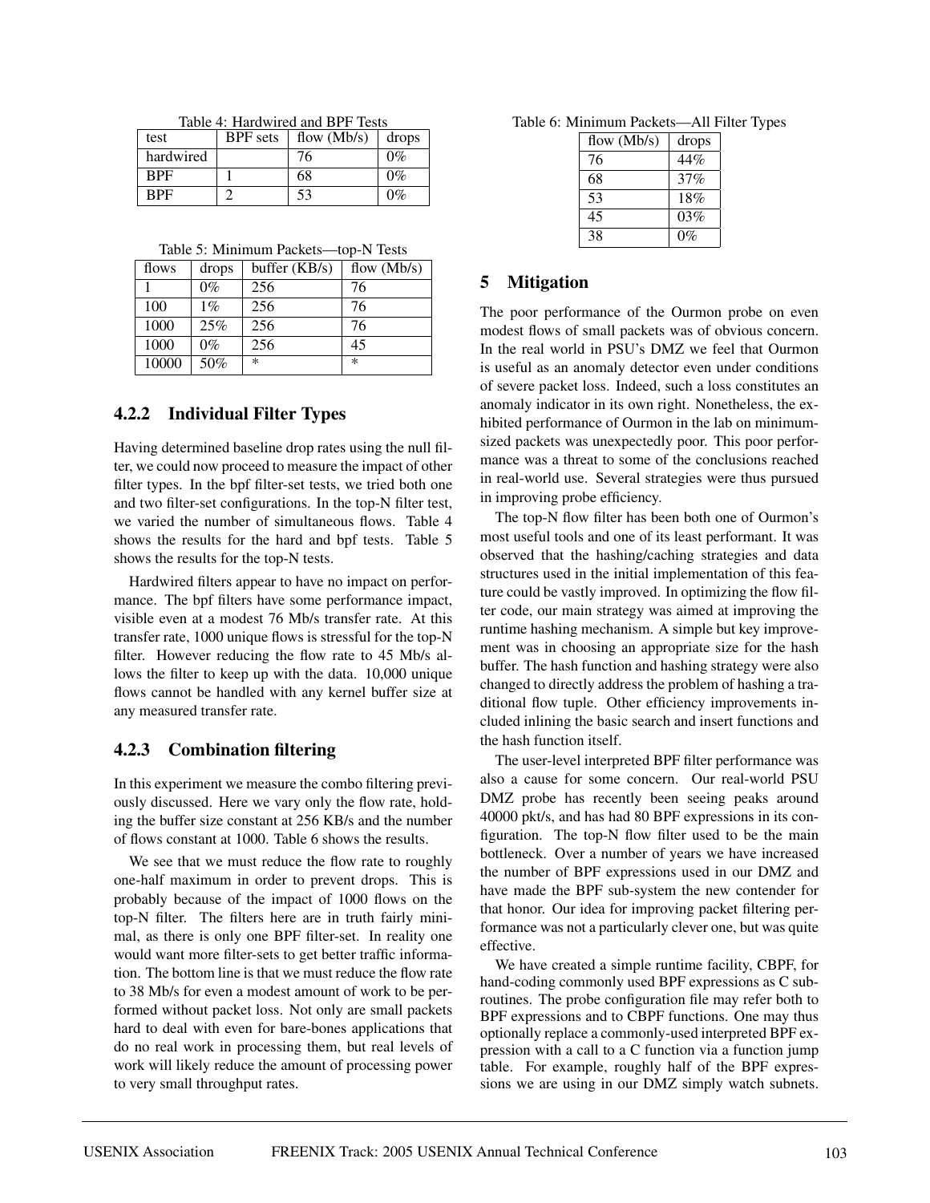Table 4: Hardwired and BPF Tests

| test | BPF sets | flow (Mb/s) | drops |
| --- | --- | --- | --- |
| hardwired | | 76 | 0% |
| BPF | 1 | 68 | 0% |
| BPF | 2 | 53 | 0% |

Table 5: Minimum Packets—top-N Tests

| flows | drops | buffer (KB/s) | flow (Mb/s) |
| --- | --- | --- | --- |
| 1 | 0% | 256 | 76 |
| 100 | 1% | 256 | 76 |
| 1000 | 25% | 256 | 76 |
| 1000 | 0% | 256 | 45 |
| 10000 | 50% | * | * |

### 4.2.2 Individual Filter Types

Having determined baseline drop rates using the null filter, we could now proceed to measure the impact of other filter types. In the bpf filter-set tests, we tried both one and two filter-set configurations. In the top-N filter test, we varied the number of simultaneous flows. Table 4 shows the results for the hard and bpf tests. Table 5 shows the results for the top-N tests.

Hardwired filters appear to have no impact on performance. The bpf filters have some performance impact, visible even at a modest 76 Mb/s transfer rate. At this transfer rate, 1000 unique flows is stressful for the top-N filter. However reducing the flow rate to 45 Mb/s allows the filter to keep up with the data. 10,000 unique flows cannot be handled with any kernel buffer size at any measured transfer rate.

### 4.2.3 Combination filtering

In this experiment we measure the combo filtering previously discussed. Here we vary only the flow rate, holding the buffer size constant at 256 KB/s and the number of flows constant at 1000. Table 6 shows the results.

We see that we must reduce the flow rate to roughly one-half maximum in order to prevent drops. This is probably because of the impact of 1000 flows on the top-N filter. The filters here are in truth fairly minimal, as there is only one BPF filter-set. In reality one would want more filter-sets to get better traffic information. The bottom line is that we must reduce the flow rate to 38 Mb/s for even a modest amount of work to be performed without packet loss. Not only are small packets hard to deal with even for bare-bones applications that do no real work in processing them, but real levels of work will likely reduce the amount of processing power to very small throughput rates.

Table 6: Minimum Packets—All Filter Types

| flow (Mb/s) | drops |
| --- | --- |
| 76 | 44% |
| 68 | 37% |
| 53 | 18% |
| 45 | 03% |
| 38 | 0% |

## 5 Mitigation

The poor performance of the Ourmon probe on even modest flows of small packets was of obvious concern. In the real world in PSU's DMZ we feel that Ourmon is useful as an anomaly detector even under conditions of severe packet loss. Indeed, such a loss constitutes an anomaly indicator in its own right. Nonetheless, the exhibited performance of Ourmon in the lab on minimum-sized packets was unexpectedly poor. This poor performance was a threat to some of the conclusions reached in real-world use. Several strategies were thus pursued in improving probe efficiency.

The top-N flow filter has been both one of Ourmon's most useful tools and one of its least performant. It was observed that the hashing/caching strategies and data structures used in the initial implementation of this feature could be vastly improved. In optimizing the flow filter code, our main strategy was aimed at improving the runtime hashing mechanism. A simple but key improvement was in choosing an appropriate size for the hash buffer. The hash function and hashing strategy were also changed to directly address the problem of hashing a traditional flow tuple. Other efficiency improvements included inlining the basic search and insert functions and the hash function itself.

The user-level interpreted BPF filter performance was also a cause for some concern. Our real-world PSU DMZ probe has recently been seeing peaks around 40000 pkt/s, and has had 80 BPF expressions in its configuration. The top-N flow filter used to be the main bottleneck. Over a number of years we have increased the number of BPF expressions used in our DMZ and have made the BPF sub-system the new contender for that honor. Our idea for improving packet filtering performance was not a particularly clever one, but was quite effective.

We have created a simple runtime facility, CBPF, for hand-coding commonly used BPF expressions as C subroutines. The probe configuration file may refer both to BPF expressions and to CBPF functions. One may thus optionally replace a commonly-used interpreted BPF expression with a call to a C function via a function jump table. For example, roughly half of the BPF expressions we are using in our DMZ simply watch subnets.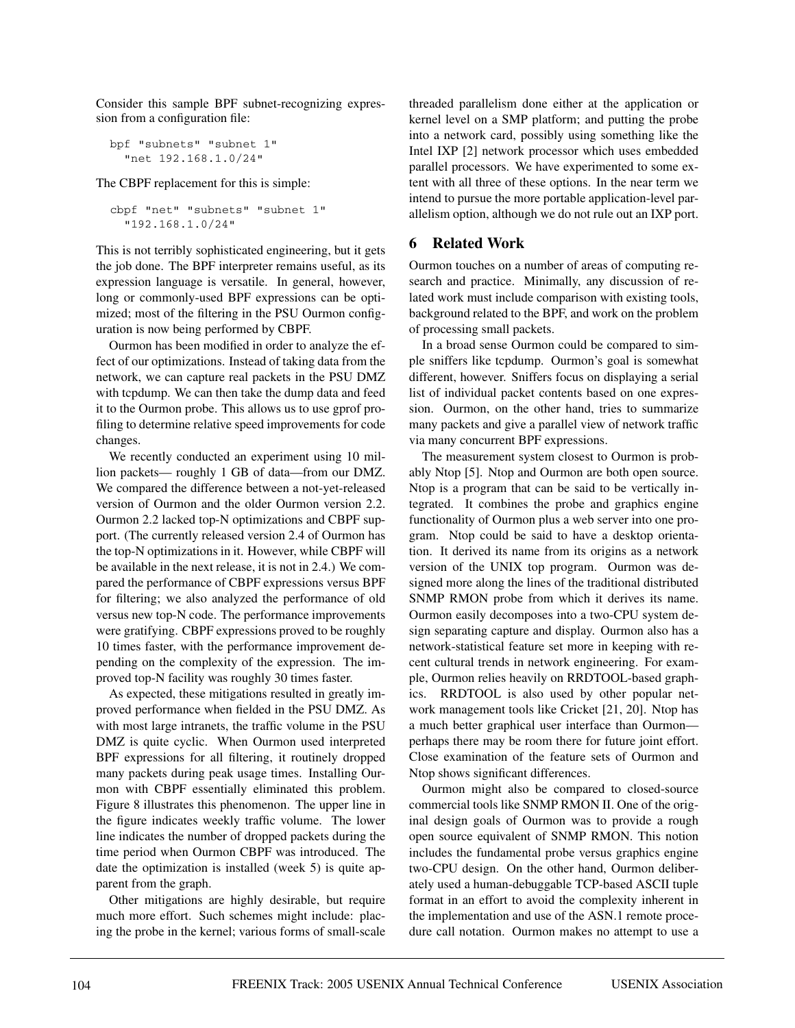Consider this sample BPF subnet-recognizing expression from a configuration file:

```
bpf "subnets" "subnet 1"
  "net 192.168.1.0/24"
```

The CBPF replacement for this is simple:

```
cbpf "net" "subnets" "subnet 1"
  "192.168.1.0/24"
```

This is not terribly sophisticated engineering, but it gets the job done. The BPF interpreter remains useful, as its expression language is versatile. In general, however, long or commonly-used BPF expressions can be optimized; most of the filtering in the PSU Ourmon configuration is now being performed by CBPF.

Ourmon has been modified in order to analyze the effect of our optimizations. Instead of taking data from the network, we can capture real packets in the PSU DMZ with tcpdump. We can then take the dump data and feed it to the Ourmon probe. This allows us to use gprof profiling to determine relative speed improvements for code changes.

We recently conducted an experiment using 10 million packets— roughly 1 GB of data—from our DMZ. We compared the difference between a not-yet-released version of Ourmon and the older Ourmon version 2.2. Ourmon 2.2 lacked top-N optimizations and CBPF support. (The currently released version 2.4 of Ourmon has the top-N optimizations in it. However, while CBPF will be available in the next release, it is not in 2.4.) We compared the performance of CBPF expressions versus BPF for filtering; we also analyzed the performance of old versus new top-N code. The performance improvements were gratifying. CBPF expressions proved to be roughly 10 times faster, with the performance improvement depending on the complexity of the expression. The improved top-N facility was roughly 30 times faster.

As expected, these mitigations resulted in greatly improved performance when fielded in the PSU DMZ. As with most large intranets, the traffic volume in the PSU DMZ is quite cyclic. When Ourmon used interpreted BPF expressions for all filtering, it routinely dropped many packets during peak usage times. Installing Ourmon with CBPF essentially eliminated this problem. Figure 8 illustrates this phenomenon. The upper line in the figure indicates weekly traffic volume. The lower line indicates the number of dropped packets during the time period when Ourmon CBPF was introduced. The date the optimization is installed (week 5) is quite apparent from the graph.

Other mitigations are highly desirable, but require much more effort. Such schemes might include: placing the probe in the kernel; various forms of small-scale threaded parallelism done either at the application or kernel level on a SMP platform; and putting the probe into a network card, possibly using something like the Intel IXP [2] network processor which uses embedded parallel processors. We have experimented to some extent with all three of these options. In the near term we intend to pursue the more portable application-level parallelism option, although we do not rule out an IXP port.

## 6 Related Work

Ourmon touches on a number of areas of computing research and practice. Minimally, any discussion of related work must include comparison with existing tools, background related to the BPF, and work on the problem of processing small packets.

In a broad sense Ourmon could be compared to simple sniffers like tcpdump. Ourmon's goal is somewhat different, however. Sniffers focus on displaying a serial list of individual packet contents based on one expression. Ourmon, on the other hand, tries to summarize many packets and give a parallel view of network traffic via many concurrent BPF expressions.

The measurement system closest to Ourmon is probably Ntop [5]. Ntop and Ourmon are both open source. Ntop is a program that can be said to be vertically integrated. It combines the probe and graphics engine functionality of Ourmon plus a web server into one program. Ntop could be said to have a desktop orientation. It derived its name from its origins as a network version of the UNIX top program. Ourmon was designed more along the lines of the traditional distributed SNMP RMON probe from which it derives its name. Ourmon easily decomposes into a two-CPU system design separating capture and display. Ourmon also has a network-statistical feature set more in keeping with recent cultural trends in network engineering. For example, Ourmon relies heavily on RRDTOOL-based graphics. RRDTOOL is also used by other popular network management tools like Cricket [21, 20]. Ntop has a much better graphical user interface than Ourmon—perhaps there may be room there for future joint effort. Close examination of the feature sets of Ourmon and Ntop shows significant differences.

Ourmon might also be compared to closed-source commercial tools like SNMP RMON II. One of the original design goals of Ourmon was to provide a rough open source equivalent of SNMP RMON. This notion includes the fundamental probe versus graphics engine two-CPU design. On the other hand, Ourmon deliberately used a human-debuggable TCP-based ASCII tuple format in an effort to avoid the complexity inherent in the implementation and use of the ASN.1 remote procedure call notation. Ourmon makes no attempt to use a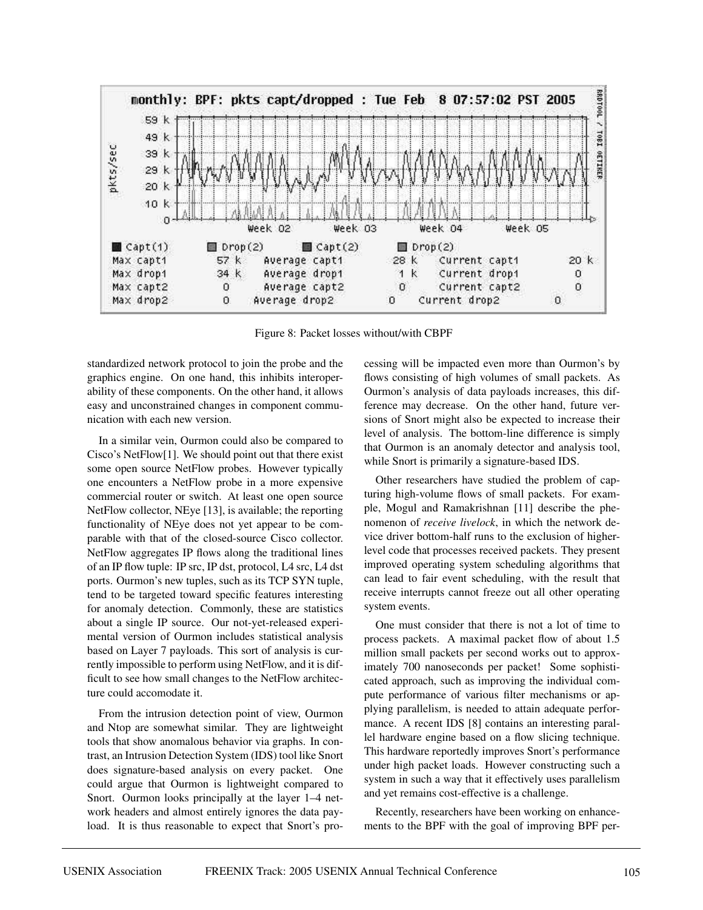Figure 8: Packet losses without/with CBPF

standardized network protocol to join the probe and the graphics engine. On one hand, this inhibits interoperability of these components. On the other hand, it allows easy and unconstrained changes in component communication with each new version.

In a similar vein, Ourmon could also be compared to Cisco's NetFlow[1]. We should point out that there exist some open source NetFlow probes. However typically one encounters a NetFlow probe in a more expensive commercial router or switch. At least one open source NetFlow collector, NEye [13], is available; the reporting functionality of NEye does not yet appear to be comparable with that of the closed-source Cisco collector. NetFlow aggregates IP flows along the traditional lines of an IP flow tuple: IP src, IP dst, protocol, L4 src, L4 dst ports. Ourmon's new tuples, such as its TCP SYN tuple, tend to be targeted toward specific features interesting for anomaly detection. Commonly, these are statistics about a single IP source. Our not-yet-released experimental version of Ourmon includes statistical analysis based on Layer 7 payloads. This sort of analysis is currently impossible to perform using NetFlow, and it is difficult to see how small changes to the NetFlow architecture could accomodate it.

From the intrusion detection point of view, Ourmon and Ntop are somewhat similar. They are lightweight tools that show anomalous behavior via graphs. In contrast, an Intrusion Detection System (IDS) tool like Snort does signature-based analysis on every packet. One could argue that Ourmon is lightweight compared to Snort. Ourmon looks principally at the layer 1–4 network headers and almost entirely ignores the data payload. It is thus reasonable to expect that Snort's processing will be impacted even more than Ourmon's by flows consisting of high volumes of small packets. As Ourmon's analysis of data payloads increases, this difference may decrease. On the other hand, future versions of Snort might also be expected to increase their level of analysis. The bottom-line difference is simply that Ourmon is an anomaly detector and analysis tool, while Snort is primarily a signature-based IDS.

Other researchers have studied the problem of capturing high-volume flows of small packets. For example, Mogul and Ramakrishnan [11] describe the phenomenon of *receive livelock*, in which the network device driver bottom-half runs to the exclusion of higher-level code that processes received packets. They present improved operating system scheduling algorithms that can lead to fair event scheduling, with the result that receive interrupts cannot freeze out all other operating system events.

One must consider that there is not a lot of time to process packets. A maximal packet flow of about 1.5 million small packets per second works out to approximately 700 nanoseconds per packet! Some sophisticated approach, such as improving the individual compute performance of various filter mechanisms or applying parallelism, is needed to attain adequate performance. A recent IDS [8] contains an interesting parallel hardware engine based on a flow slicing technique. This hardware reportedly improves Snort's performance under high packet loads. However constructing such a system in such a way that it effectively uses parallelism and yet remains cost-effective is a challenge.

Recently, researchers have been working on enhancements to the BPF with the goal of improving BPF per-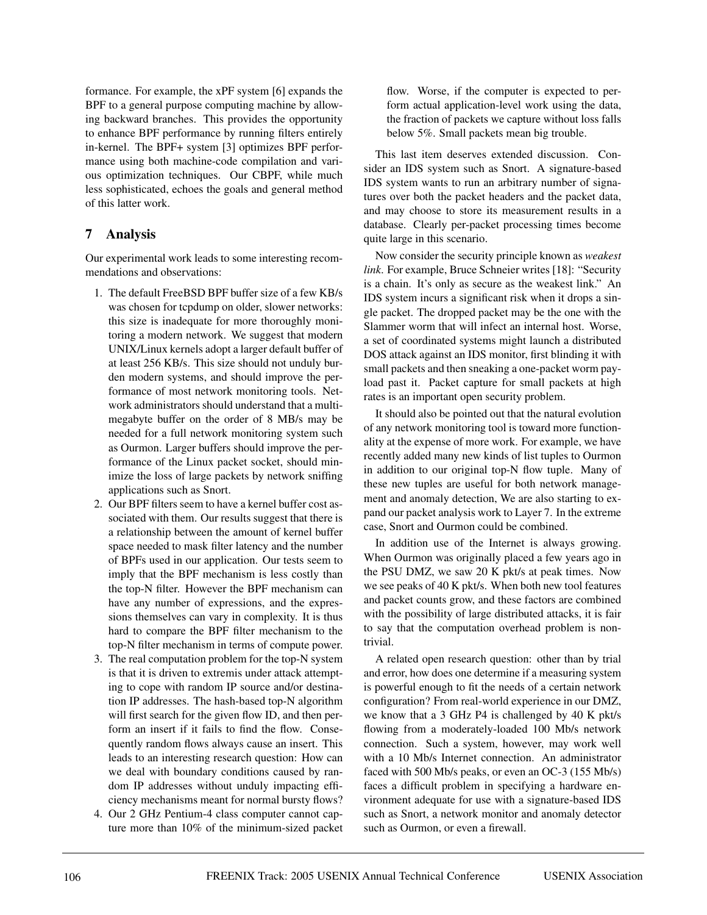formance. For example, the xPF system [6] expands the BPF to a general purpose computing machine by allowing backward branches. This provides the opportunity to enhance BPF performance by running filters entirely in-kernel. The BPF+ system [3] optimizes BPF performance using both machine-code compilation and various optimization techniques. Our CBPF, while much less sophisticated, echoes the goals and general method of this latter work.

## 7 Analysis

Our experimental work leads to some interesting recommendations and observations:

1. The default FreeBSD BPF buffer size of a few KB/s was chosen for tcpdump on older, slower networks: this size is inadequate for more thoroughly monitoring a modern network. We suggest that modern UNIX/Linux kernels adopt a larger default buffer of at least 256 KB/s. This size should not unduly burden modern systems, and should improve the performance of most network monitoring tools. Network administrators should understand that a multi-megabyte buffer on the order of 8 MB/s may be needed for a full network monitoring system such as Ourmon. Larger buffers should improve the performance of the Linux packet socket, should minimize the loss of large packets by network sniffing applications such as Snort.
2. Our BPF filters seem to have a kernel buffer cost associated with them. Our results suggest that there is a relationship between the amount of kernel buffer space needed to mask filter latency and the number of BPFs used in our application. Our tests seem to imply that the BPF mechanism is less costly than the top-N filter. However the BPF mechanism can have any number of expressions, and the expressions themselves can vary in complexity. It is thus hard to compare the BPF filter mechanism to the top-N filter mechanism in terms of compute power.
3. The real computation problem for the top-N system is that it is driven to extremis under attack attempting to cope with random IP source and/or destination IP addresses. The hash-based top-N algorithm will first search for the given flow ID, and then perform an insert if it fails to find the flow. Consequently random flows always cause an insert. This leads to an interesting research question: How can we deal with boundary conditions caused by random IP addresses without unduly impacting efficiency mechanisms meant for normal bursty flows?
4. Our 2 GHz Pentium-4 class computer cannot capture more than 10% of the minimum-sized packet flow. Worse, if the computer is expected to perform actual application-level work using the data, the fraction of packets we capture without loss falls below 5%. Small packets mean big trouble.

This last item deserves extended discussion. Consider an IDS system such as Snort. A signature-based IDS system wants to run an arbitrary number of signatures over both the packet headers and the packet data, and may choose to store its measurement results in a database. Clearly per-packet processing times become quite large in this scenario.

Now consider the security principle known as *weakest link*. For example, Bruce Schneier writes [18]: "Security is a chain. It's only as secure as the weakest link." An IDS system incurs a significant risk when it drops a single packet. The dropped packet may be the one with the Slammer worm that will infect an internal host. Worse, a set of coordinated systems might launch a distributed DOS attack against an IDS monitor, first blinding it with small packets and then sneaking a one-packet worm payload past it. Packet capture for small packets at high rates is an important open security problem.

It should also be pointed out that the natural evolution of any network monitoring tool is toward more functionality at the expense of more work. For example, we have recently added many new kinds of list tuples to Ourmon in addition to our original top-N flow tuple. Many of these new tuples are useful for both network management and anomaly detection, We are also starting to expand our packet analysis work to Layer 7. In the extreme case, Snort and Ourmon could be combined.

In addition use of the Internet is always growing. When Ourmon was originally placed a few years ago in the PSU DMZ, we saw 20 K pkt/s at peak times. Now we see peaks of 40 K pkt/s. When both new tool features and packet counts grow, and these factors are combined with the possibility of large distributed attacks, it is fair to say that the computation overhead problem is non-trivial.

A related open research question: other than by trial and error, how does one determine if a measuring system is powerful enough to fit the needs of a certain network configuration? From real-world experience in our DMZ, we know that a 3 GHz P4 is challenged by 40 K pkt/s flowing from a moderately-loaded 100 Mb/s network connection. Such a system, however, may work well with a 10 Mb/s Internet connection. An administrator faced with 500 Mb/s peaks, or even an OC-3 (155 Mb/s) faces a difficult problem in specifying a hardware environment adequate for use with a signature-based IDS such as Snort, a network monitor and anomaly detector such as Ourmon, or even a firewall.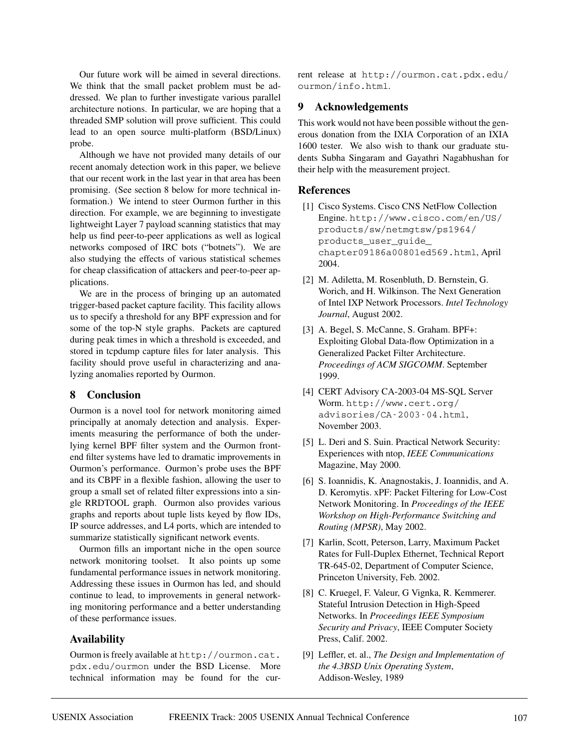Our future work will be aimed in several directions. We think that the small packet problem must be addressed. We plan to further investigate various parallel architecture notions. In particular, we are hoping that a threaded SMP solution will prove sufficient. This could lead to an open source multi-platform (BSD/Linux) probe.

Although we have not provided many details of our recent anomaly detection work in this paper, we believe that our recent work in the last year in that area has been promising. (See section 8 below for more technical information.) We intend to steer Ourmon further in this direction. For example, we are beginning to investigate lightweight Layer 7 payload scanning statistics that may help us find peer-to-peer applications as well as logical networks composed of IRC bots ("botnets"). We are also studying the effects of various statistical schemes for cheap classification of attackers and peer-to-peer applications.

We are in the process of bringing up an automated trigger-based packet capture facility. This facility allows us to specify a threshold for any BPF expression and for some of the top-N style graphs. Packets are captured during peak times in which a threshold is exceeded, and stored in tcpdump capture files for later analysis. This facility should prove useful in characterizing and analyzing anomalies reported by Ourmon.

## 8 Conclusion

Ourmon is a novel tool for network monitoring aimed principally at anomaly detection and analysis. Experiments measuring the performance of both the underlying kernel BPF filter system and the Ourmon front-end filter systems have led to dramatic improvements in Ourmon's performance. Ourmon's probe uses the BPF and its CBPF in a flexible fashion, allowing the user to group a small set of related filter expressions into a single RRDTOOL graph. Ourmon also provides various graphs and reports about tuple lists keyed by flow IDs, IP source addresses, and L4 ports, which are intended to summarize statistically significant network events.

Ourmon fills an important niche in the open source network monitoring toolset. It also points up some fundamental performance issues in network monitoring. Addressing these issues in Ourmon has led, and should continue to lead, to improvements in general networking monitoring performance and a better understanding of these performance issues.

## Availability

Ourmon is freely available at `http://ourmon.cat.pdx.edu/ourmon` under the BSD License. More technical information may be found for the current release at `http://ourmon.cat.pdx.edu/ourmon/info.html`.

## 9 Acknowledgements

This work would not have been possible without the generous donation from the IXIA Corporation of an IXIA 1600 tester. We also wish to thank our graduate students Subha Singaram and Gayathri Nagabhushan for their help with the measurement project.

## References

[1] Cisco Systems. Cisco CNS NetFlow Collection Engine. `http://www.cisco.com/en/US/products/sw/netmgtsw/ps1964/products_user_guide_chapter09186a00801ed569.html`, April 2004.

[2] M. Adiletta, M. Rosenbluth, D. Bernstein, G. Worich, and H. Wilkinson. The Next Generation of Intel IXP Network Processors. *Intel Technology Journal*, August 2002.

[3] A. Begel, S. McCanne, S. Graham. BPF+: Exploiting Global Data-flow Optimization in a Generalized Packet Filter Architecture. *Proceedings of ACM SIGCOMM*. September 1999.

[4] CERT Advisory CA-2003-04 MS-SQL Server Worm. `http://www.cert.org/advisories/CA-2003-04.html`, November 2003.

[5] L. Deri and S. Suin. Practical Network Security: Experiences with ntop, *IEEE Communications* Magazine, May 2000.

[6] S. Ioannidis, K. Anagnostakis, J. Ioannidis, and A. D. Keromytis. xPF: Packet Filtering for Low-Cost Network Monitoring. In *Proceedings of the IEEE Workshop on High-Performance Switching and Routing (MPSR)*, May 2002.

[7] Karlin, Scott, Peterson, Larry, Maximum Packet Rates for Full-Duplex Ethernet, Technical Report TR-645-02, Department of Computer Science, Princeton University, Feb. 2002.

[8] C. Kruegel, F. Valeur, G Vignka, R. Kemmerer. Stateful Intrusion Detection in High-Speed Networks. In *Proceedings IEEE Symposium Security and Privacy*, IEEE Computer Society Press, Calif. 2002.

[9] Leffler, et. al., *The Design and Implementation of the 4.3BSD Unix Operating System*, Addison-Wesley, 1989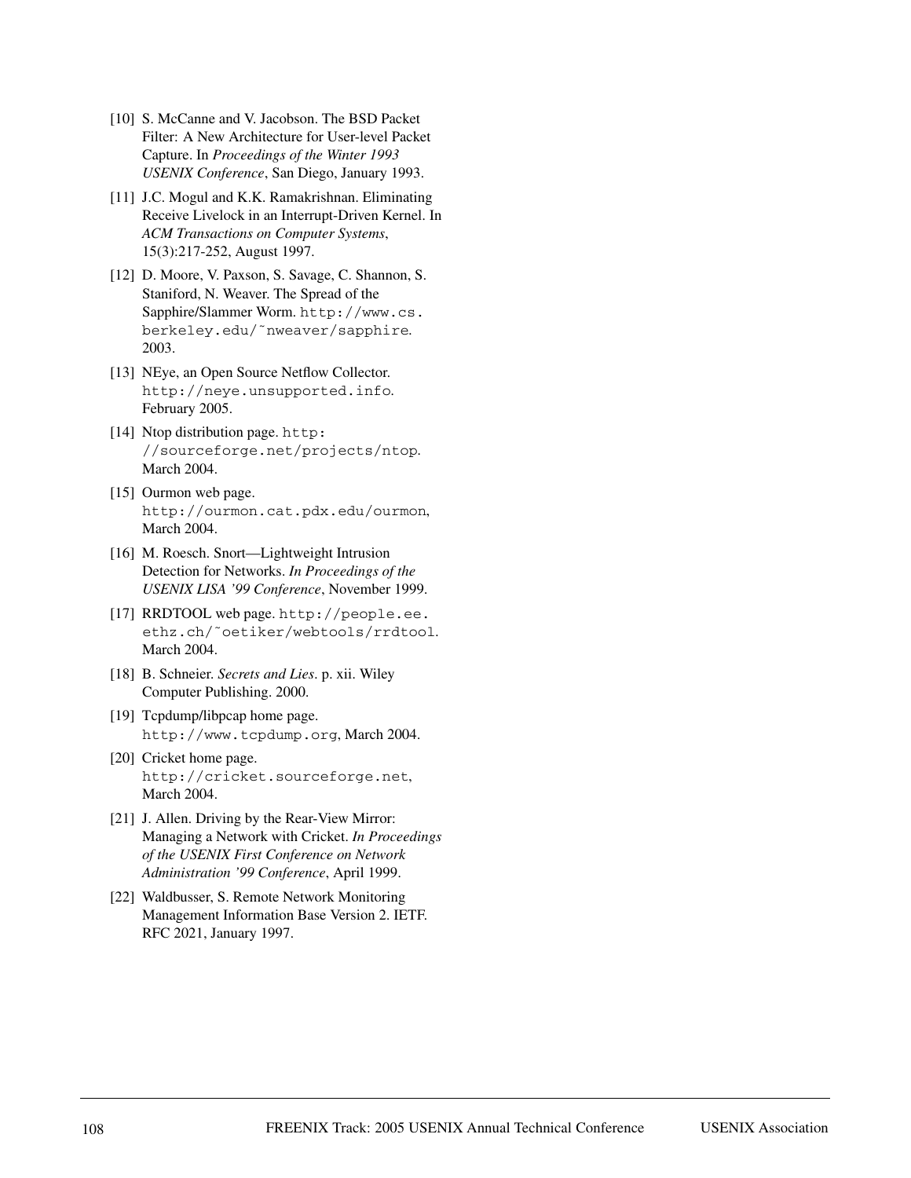[10] S. McCanne and V. Jacobson. The BSD Packet Filter: A New Architecture for User-level Packet Capture. In *Proceedings of the Winter 1993 USENIX Conference*, San Diego, January 1993.

[11] J.C. Mogul and K.K. Ramakrishnan. Eliminating Receive Livelock in an Interrupt-Driven Kernel. In *ACM Transactions on Computer Systems*, 15(3):217-252, August 1997.

[12] D. Moore, V. Paxson, S. Savage, C. Shannon, S. Staniford, N. Weaver. The Spread of the Sapphire/Slammer Worm. `http://www.cs.berkeley.edu/~nweaver/sapphire`. 2003.

[13] NEye, an Open Source Netflow Collector. `http://neye.unsupported.info`. February 2005.

[14] Ntop distribution page. `http://sourceforge.net/projects/ntop`. March 2004.

[15] Ourmon web page. `http://ourmon.cat.pdx.edu/ourmon`, March 2004.

[16] M. Roesch. Snort—Lightweight Intrusion Detection for Networks. *In Proceedings of the USENIX LISA '99 Conference*, November 1999.

[17] RRDTOOL web page. `http://people.ee.ethz.ch/~oetiker/webtools/rrdtool`. March 2004.

[18] B. Schneier. *Secrets and Lies*. p. xii. Wiley Computer Publishing. 2000.

[19] Tcpdump/libpcap home page. `http://www.tcpdump.org`, March 2004.

[20] Cricket home page. `http://cricket.sourceforge.net`, March 2004.

[21] J. Allen. Driving by the Rear-View Mirror: Managing a Network with Cricket. *In Proceedings of the USENIX First Conference on Network Administration '99 Conference*, April 1999.

[22] Waldbusser, S. Remote Network Monitoring Management Information Base Version 2. IETF. RFC 2021, January 1997.